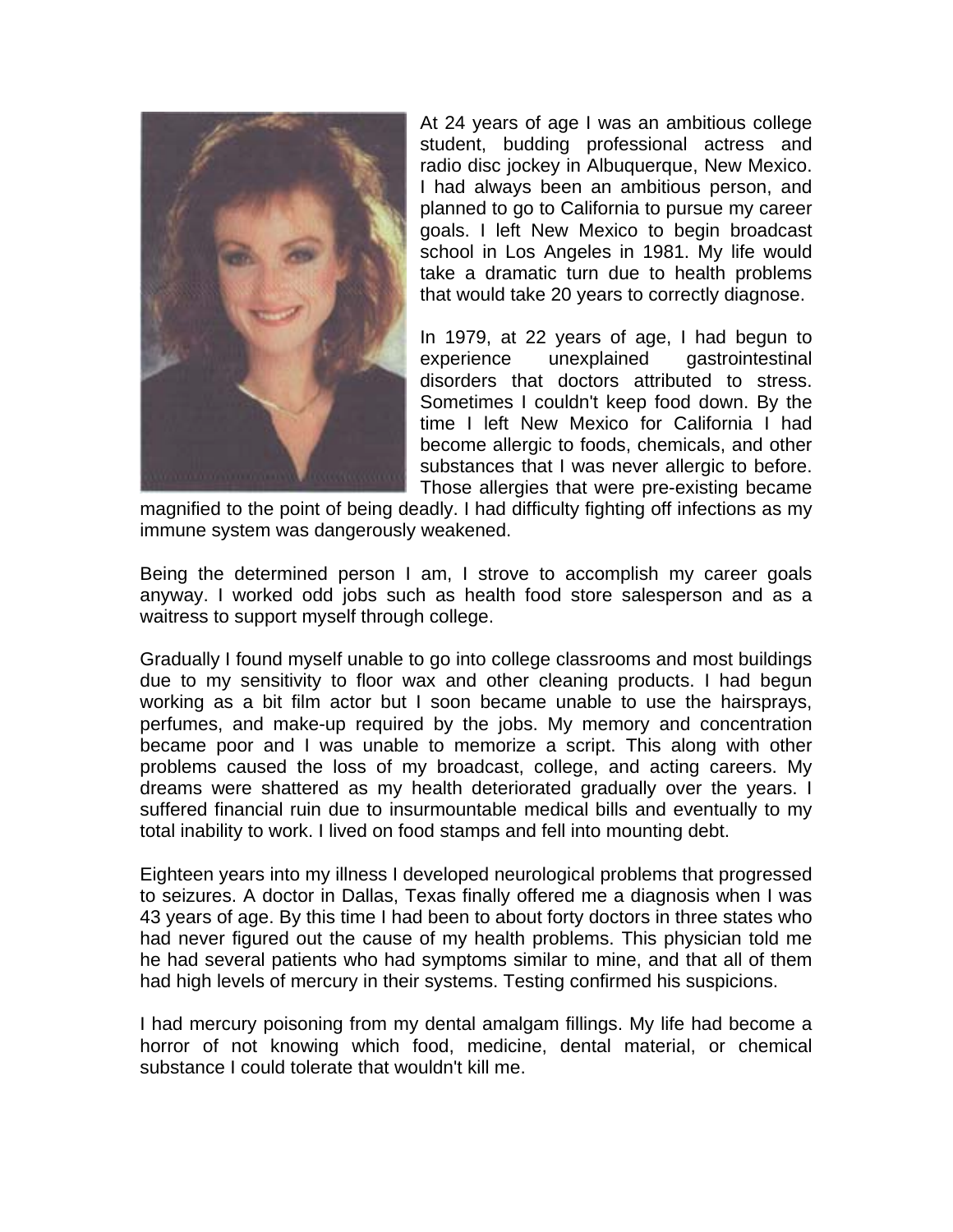At 24 years of age I was an ambitious college student, budding professional actress and radio disc jockey in Albuquerque, New Mexico. I had always been an ambitious person, and planned to go to California to pursue my career goals. I left New Mexico to begin broadcast school in Los Angeles in 1981. My life would take a dramatic turn due to health problems that would take 20 years to correctly diagnose.

In 1979, at 22 years of age, I had begun to experience unexplained gastrointestinal disorders that doctors attributed to stress. Sometimes I couldn't keep food down. By the time I left New Mexico for California I had become allergic to foods, chemicals, and other substances that I was never allergic to before. Those allergies that were pre-existing became magnified to the point of being deadly. I had difficulty fighting off infections as my immune system was dangerously weakened.

Being the determined person I am, I strove to accomplish my career goals anyway. I worked odd jobs such as health food store salesperson and as a waitress to support myself through college.

Gradually I found myself unable to go into college classrooms and most buildings due to my sensitivity to floor wax and other cleaning products. I had begun working as a bit film actor but I soon became unable to use the hairsprays, perfumes, and make-up required by the jobs. My memory and concentration became poor and I was unable to memorize a script. This along with other problems caused the loss of my broadcast, college, and acting careers. My dreams were shattered as my health deteriorated gradually over the years. I suffered financial ruin due to insurmountable medical bills and eventually to my total inability to work. I lived on food stamps and fell into mounting debt.

Eighteen years into my illness I developed neurological problems that progressed to seizures. A doctor in Dallas, Texas finally offered me a diagnosis when I was 43 years of age. By this time I had been to about forty doctors in three states who had never figured out the cause of my health problems. This physician told me he had several patients who had symptoms similar to mine, and that all of them had high levels of mercury in their systems. Testing confirmed his suspicions.

I had mercury poisoning from my dental amalgam fillings. My life had become a horror of not knowing which food, medicine, dental material, or chemical substance I could tolerate that wouldn't kill me.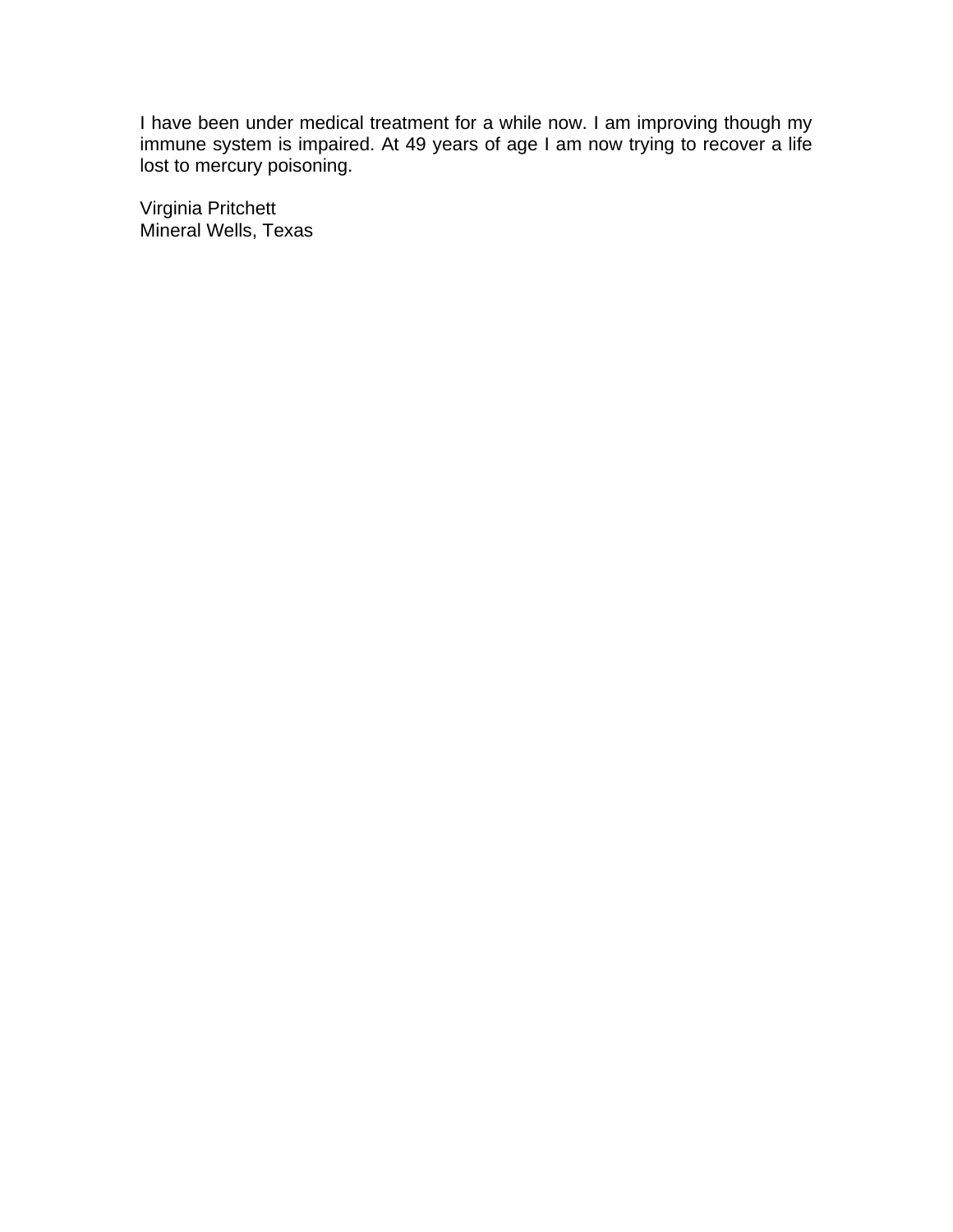I have been under medical treatment for a while now. I am improving though my immune system is impaired. At 49 years of age I am now trying to recover a life lost to mercury poisoning.

Virginia Pritchett
Mineral Wells, Texas